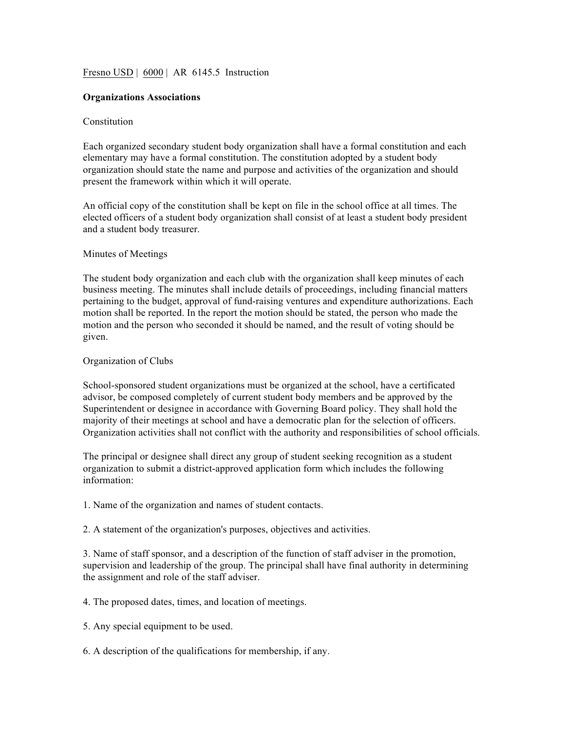Fresno USD | 6000 | AR 6145.5 Instruction

**Organizations Associations**

Constitution

Each organized secondary student body organization shall have a formal constitution and each elementary may have a formal constitution. The constitution adopted by a student body organization should state the name and purpose and activities of the organization and should present the framework within which it will operate.

An official copy of the constitution shall be kept on file in the school office at all times. The elected officers of a student body organization shall consist of at least a student body president and a student body treasurer.

Minutes of Meetings

The student body organization and each club with the organization shall keep minutes of each business meeting. The minutes shall include details of proceedings, including financial matters pertaining to the budget, approval of fund-raising ventures and expenditure authorizations. Each motion shall be reported. In the report the motion should be stated, the person who made the motion and the person who seconded it should be named, and the result of voting should be given.

Organization of Clubs

School-sponsored student organizations must be organized at the school, have a certificated advisor, be composed completely of current student body members and be approved by the Superintendent or designee in accordance with Governing Board policy. They shall hold the majority of their meetings at school and have a democratic plan for the selection of officers. Organization activities shall not conflict with the authority and responsibilities of school officials.

The principal or designee shall direct any group of student seeking recognition as a student organization to submit a district-approved application form which includes the following information:

1. Name of the organization and names of student contacts.

2. A statement of the organization's purposes, objectives and activities.

3. Name of staff sponsor, and a description of the function of staff adviser in the promotion, supervision and leadership of the group. The principal shall have final authority in determining the assignment and role of the staff adviser.

4. The proposed dates, times, and location of meetings.

5. Any special equipment to be used.

6. A description of the qualifications for membership, if any.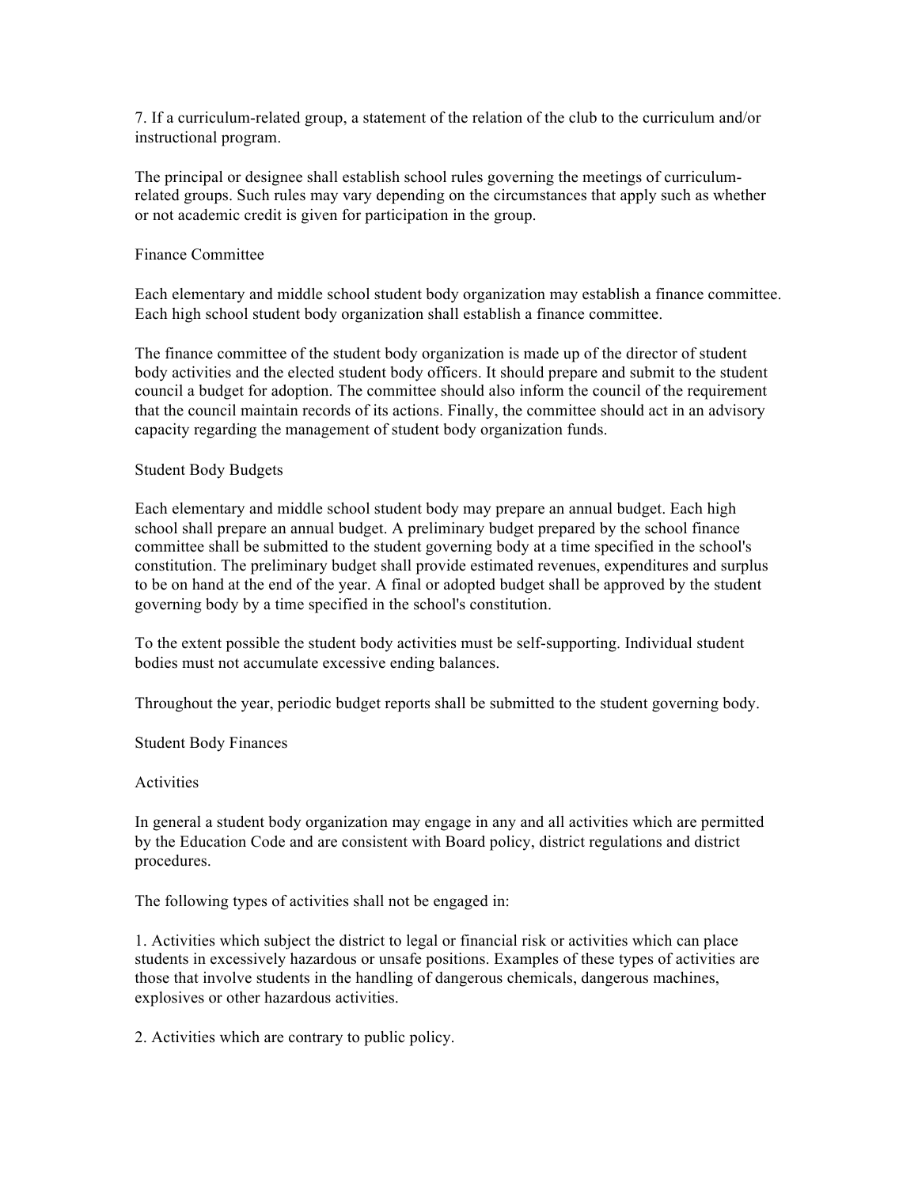7. If a curriculum-related group, a statement of the relation of the club to the curriculum and/or instructional program.

The principal or designee shall establish school rules governing the meetings of curriculum-related groups. Such rules may vary depending on the circumstances that apply such as whether or not academic credit is given for participation in the group.

## Finance Committee

Each elementary and middle school student body organization may establish a finance committee. Each high school student body organization shall establish a finance committee.

The finance committee of the student body organization is made up of the director of student body activities and the elected student body officers. It should prepare and submit to the student council a budget for adoption. The committee should also inform the council of the requirement that the council maintain records of its actions. Finally, the committee should act in an advisory capacity regarding the management of student body organization funds.

## Student Body Budgets

Each elementary and middle school student body may prepare an annual budget. Each high school shall prepare an annual budget. A preliminary budget prepared by the school finance committee shall be submitted to the student governing body at a time specified in the school's constitution. The preliminary budget shall provide estimated revenues, expenditures and surplus to be on hand at the end of the year. A final or adopted budget shall be approved by the student governing body by a time specified in the school's constitution.

To the extent possible the student body activities must be self-supporting. Individual student bodies must not accumulate excessive ending balances.

Throughout the year, periodic budget reports shall be submitted to the student governing body.

## Student Body Finances

### Activities

In general a student body organization may engage in any and all activities which are permitted by the Education Code and are consistent with Board policy, district regulations and district procedures.

The following types of activities shall not be engaged in:

1. Activities which subject the district to legal or financial risk or activities which can place students in excessively hazardous or unsafe positions. Examples of these types of activities are those that involve students in the handling of dangerous chemicals, dangerous machines, explosives or other hazardous activities.

2. Activities which are contrary to public policy.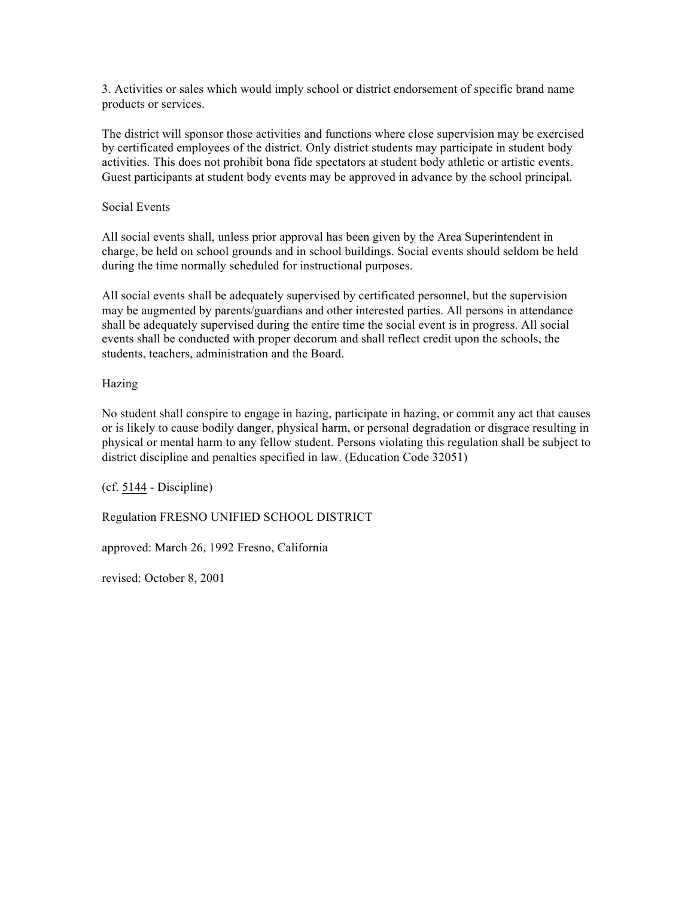3. Activities or sales which would imply school or district endorsement of specific brand name products or services.

The district will sponsor those activities and functions where close supervision may be exercised by certificated employees of the district. Only district students may participate in student body activities. This does not prohibit bona fide spectators at student body athletic or artistic events. Guest participants at student body events may be approved in advance by the school principal.

## Social Events

All social events shall, unless prior approval has been given by the Area Superintendent in charge, be held on school grounds and in school buildings. Social events should seldom be held during the time normally scheduled for instructional purposes.

All social events shall be adequately supervised by certificated personnel, but the supervision may be augmented by parents/guardians and other interested parties. All persons in attendance shall be adequately supervised during the entire time the social event is in progress. All social events shall be conducted with proper decorum and shall reflect credit upon the schools, the students, teachers, administration and the Board.

## Hazing

No student shall conspire to engage in hazing, participate in hazing, or commit any act that causes or is likely to cause bodily danger, physical harm, or personal degradation or disgrace resulting in physical or mental harm to any fellow student. Persons violating this regulation shall be subject to district discipline and penalties specified in law. (Education Code 32051)

(cf. 5144 - Discipline)

Regulation FRESNO UNIFIED SCHOOL DISTRICT

approved: March 26, 1992 Fresno, California

revised: October 8, 2001